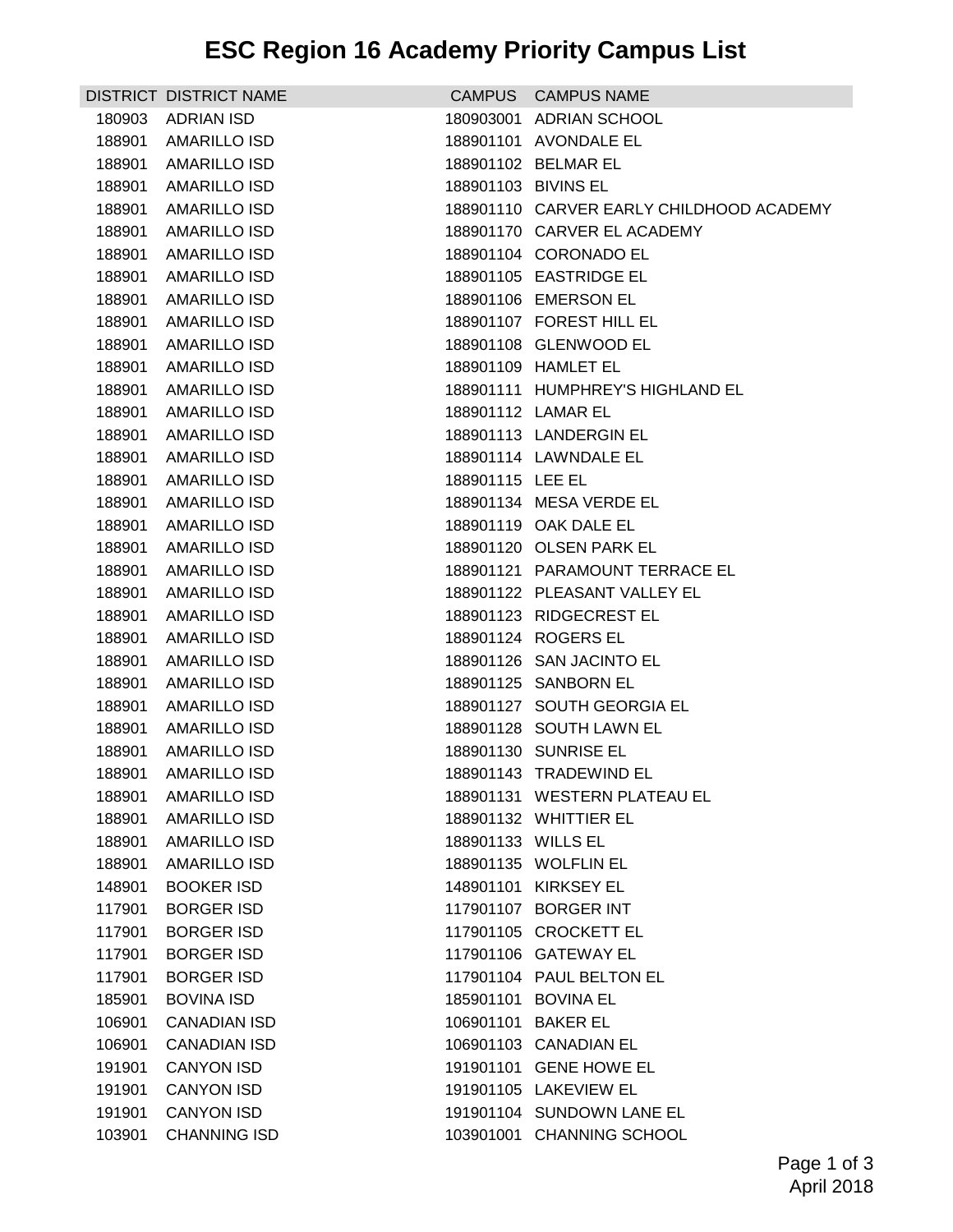# ESC Region 16 Academy Priority Campus List

| DISTRICT | DISTRICT NAME | CAMPUS | CAMPUS NAME |
|---|---|---|---|
| 180903 | ADRIAN ISD | 180903001 | ADRIAN SCHOOL |
| 188901 | AMARILLO ISD | 188901101 | AVONDALE EL |
| 188901 | AMARILLO ISD | 188901102 | BELMAR EL |
| 188901 | AMARILLO ISD | 188901103 | BIVINS EL |
| 188901 | AMARILLO ISD | 188901110 | CARVER EARLY CHILDHOOD ACADEMY |
| 188901 | AMARILLO ISD | 188901170 | CARVER EL ACADEMY |
| 188901 | AMARILLO ISD | 188901104 | CORONADO EL |
| 188901 | AMARILLO ISD | 188901105 | EASTRIDGE EL |
| 188901 | AMARILLO ISD | 188901106 | EMERSON EL |
| 188901 | AMARILLO ISD | 188901107 | FOREST HILL EL |
| 188901 | AMARILLO ISD | 188901108 | GLENWOOD EL |
| 188901 | AMARILLO ISD | 188901109 | HAMLET EL |
| 188901 | AMARILLO ISD | 188901111 | HUMPHREY'S HIGHLAND EL |
| 188901 | AMARILLO ISD | 188901112 | LAMAR EL |
| 188901 | AMARILLO ISD | 188901113 | LANDERGIN EL |
| 188901 | AMARILLO ISD | 188901114 | LAWNDALE EL |
| 188901 | AMARILLO ISD | 188901115 | LEE EL |
| 188901 | AMARILLO ISD | 188901134 | MESA VERDE EL |
| 188901 | AMARILLO ISD | 188901119 | OAK DALE EL |
| 188901 | AMARILLO ISD | 188901120 | OLSEN PARK EL |
| 188901 | AMARILLO ISD | 188901121 | PARAMOUNT TERRACE EL |
| 188901 | AMARILLO ISD | 188901122 | PLEASANT VALLEY EL |
| 188901 | AMARILLO ISD | 188901123 | RIDGECREST EL |
| 188901 | AMARILLO ISD | 188901124 | ROGERS EL |
| 188901 | AMARILLO ISD | 188901126 | SAN JACINTO EL |
| 188901 | AMARILLO ISD | 188901125 | SANBORN EL |
| 188901 | AMARILLO ISD | 188901127 | SOUTH GEORGIA EL |
| 188901 | AMARILLO ISD | 188901128 | SOUTH LAWN EL |
| 188901 | AMARILLO ISD | 188901130 | SUNRISE EL |
| 188901 | AMARILLO ISD | 188901143 | TRADEWIND EL |
| 188901 | AMARILLO ISD | 188901131 | WESTERN PLATEAU EL |
| 188901 | AMARILLO ISD | 188901132 | WHITTIER EL |
| 188901 | AMARILLO ISD | 188901133 | WILLS EL |
| 188901 | AMARILLO ISD | 188901135 | WOLFLIN EL |
| 148901 | BOOKER ISD | 148901101 | KIRKSEY EL |
| 117901 | BORGER ISD | 117901107 | BORGER INT |
| 117901 | BORGER ISD | 117901105 | CROCKETT EL |
| 117901 | BORGER ISD | 117901106 | GATEWAY EL |
| 117901 | BORGER ISD | 117901104 | PAUL BELTON EL |
| 185901 | BOVINA ISD | 185901101 | BOVINA EL |
| 106901 | CANADIAN ISD | 106901101 | BAKER EL |
| 106901 | CANADIAN ISD | 106901103 | CANADIAN EL |
| 191901 | CANYON ISD | 191901101 | GENE HOWE EL |
| 191901 | CANYON ISD | 191901105 | LAKEVIEW EL |
| 191901 | CANYON ISD | 191901104 | SUNDOWN LANE EL |
| 103901 | CHANNING ISD | 103901001 | CHANNING SCHOOL |

April 2018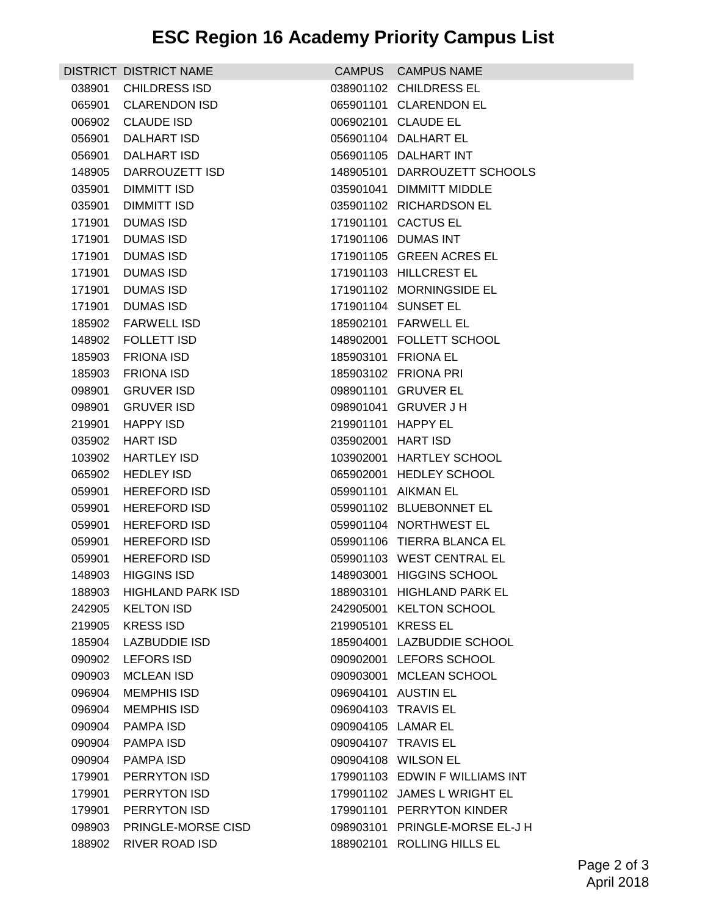# ESC Region 16 Academy Priority Campus List

| DISTRICT | DISTRICT NAME | CAMPUS | CAMPUS NAME |
|---|---|---|---|
| 038901 | CHILDRESS ISD | 038901102 | CHILDRESS EL |
| 065901 | CLARENDON ISD | 065901101 | CLARENDON EL |
| 006902 | CLAUDE ISD | 006902101 | CLAUDE EL |
| 056901 | DALHART ISD | 056901104 | DALHART EL |
| 056901 | DALHART ISD | 056901105 | DALHART INT |
| 148905 | DARROUZETT ISD | 148905101 | DARROUZETT SCHOOLS |
| 035901 | DIMMITT ISD | 035901041 | DIMMITT MIDDLE |
| 035901 | DIMMITT ISD | 035901102 | RICHARDSON EL |
| 171901 | DUMAS ISD | 171901101 | CACTUS EL |
| 171901 | DUMAS ISD | 171901106 | DUMAS INT |
| 171901 | DUMAS ISD | 171901105 | GREEN ACRES EL |
| 171901 | DUMAS ISD | 171901103 | HILLCREST EL |
| 171901 | DUMAS ISD | 171901102 | MORNINGSIDE EL |
| 171901 | DUMAS ISD | 171901104 | SUNSET EL |
| 185902 | FARWELL ISD | 185902101 | FARWELL EL |
| 148902 | FOLLETT ISD | 148902001 | FOLLETT SCHOOL |
| 185903 | FRIONA ISD | 185903101 | FRIONA EL |
| 185903 | FRIONA ISD | 185903102 | FRIONA PRI |
| 098901 | GRUVER ISD | 098901101 | GRUVER EL |
| 098901 | GRUVER ISD | 098901041 | GRUVER J H |
| 219901 | HAPPY ISD | 219901101 | HAPPY EL |
| 035902 | HART ISD | 035902001 | HART ISD |
| 103902 | HARTLEY ISD | 103902001 | HARTLEY SCHOOL |
| 065902 | HEDLEY ISD | 065902001 | HEDLEY SCHOOL |
| 059901 | HEREFORD ISD | 059901101 | AIKMAN EL |
| 059901 | HEREFORD ISD | 059901102 | BLUEBONNET EL |
| 059901 | HEREFORD ISD | 059901104 | NORTHWEST EL |
| 059901 | HEREFORD ISD | 059901106 | TIERRA BLANCA EL |
| 059901 | HEREFORD ISD | 059901103 | WEST CENTRAL EL |
| 148903 | HIGGINS ISD | 148903001 | HIGGINS SCHOOL |
| 188903 | HIGHLAND PARK ISD | 188903101 | HIGHLAND PARK EL |
| 242905 | KELTON ISD | 242905001 | KELTON SCHOOL |
| 219905 | KRESS ISD | 219905101 | KRESS EL |
| 185904 | LAZBUDDIE ISD | 185904001 | LAZBUDDIE SCHOOL |
| 090902 | LEFORS ISD | 090902001 | LEFORS SCHOOL |
| 090903 | MCLEAN ISD | 090903001 | MCLEAN SCHOOL |
| 096904 | MEMPHIS ISD | 096904101 | AUSTIN EL |
| 096904 | MEMPHIS ISD | 096904103 | TRAVIS EL |
| 090904 | PAMPA ISD | 090904105 | LAMAR EL |
| 090904 | PAMPA ISD | 090904107 | TRAVIS EL |
| 090904 | PAMPA ISD | 090904108 | WILSON EL |
| 179901 | PERRYTON ISD | 179901103 | EDWIN F WILLIAMS INT |
| 179901 | PERRYTON ISD | 179901102 | JAMES L WRIGHT EL |
| 179901 | PERRYTON ISD | 179901101 | PERRYTON KINDER |
| 098903 | PRINGLE-MORSE CISD | 098903101 | PRINGLE-MORSE EL-J H |
| 188902 | RIVER ROAD ISD | 188902101 | ROLLING HILLS EL |

April 2018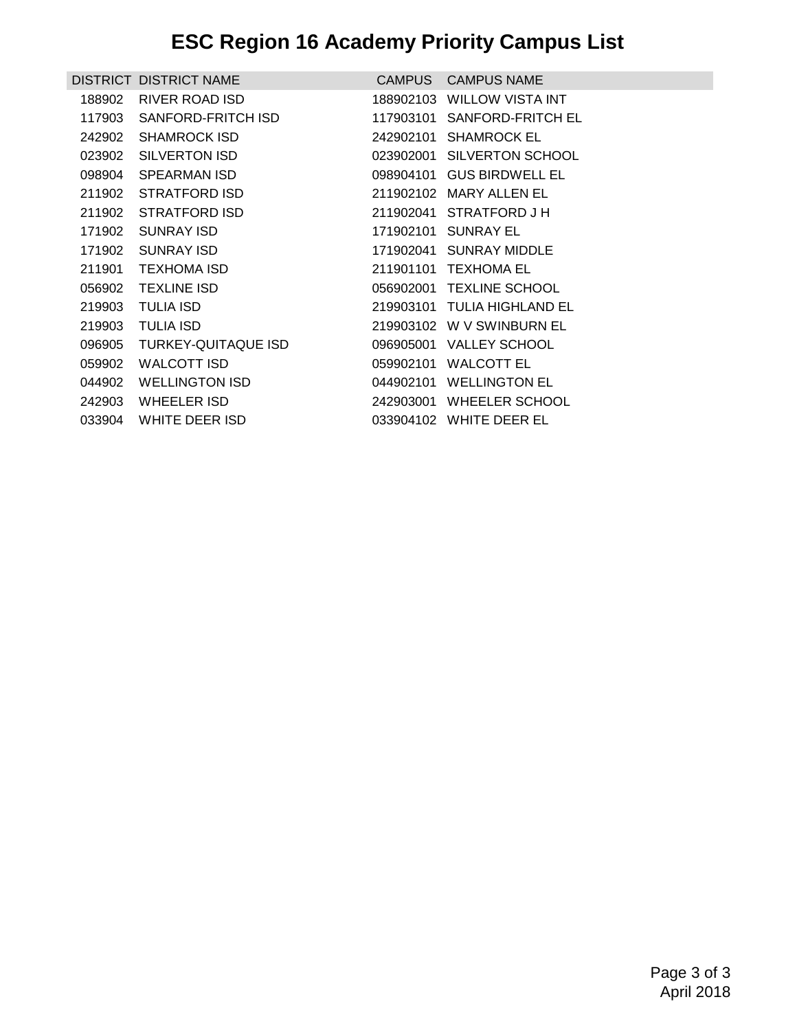# ESC Region 16 Academy Priority Campus List

| DISTRICT | DISTRICT NAME | CAMPUS | CAMPUS NAME |
|---|---|---|---|
| 188902 | RIVER ROAD ISD | 188902103 | WILLOW VISTA INT |
| 117903 | SANFORD-FRITCH ISD | 117903101 | SANFORD-FRITCH EL |
| 242902 | SHAMROCK ISD | 242902101 | SHAMROCK EL |
| 023902 | SILVERTON ISD | 023902001 | SILVERTON SCHOOL |
| 098904 | SPEARMAN ISD | 098904101 | GUS BIRDWELL EL |
| 211902 | STRATFORD ISD | 211902102 | MARY ALLEN EL |
| 211902 | STRATFORD ISD | 211902041 | STRATFORD J H |
| 171902 | SUNRAY ISD | 171902101 | SUNRAY EL |
| 171902 | SUNRAY ISD | 171902041 | SUNRAY MIDDLE |
| 211901 | TEXHOMA ISD | 211901101 | TEXHOMA EL |
| 056902 | TEXLINE ISD | 056902001 | TEXLINE SCHOOL |
| 219903 | TULIA ISD | 219903101 | TULIA HIGHLAND EL |
| 219903 | TULIA ISD | 219903102 | W V SWINBURN EL |
| 096905 | TURKEY-QUITAQUE ISD | 096905001 | VALLEY SCHOOL |
| 059902 | WALCOTT ISD | 059902101 | WALCOTT EL |
| 044902 | WELLINGTON ISD | 044902101 | WELLINGTON EL |
| 242903 | WHEELER ISD | 242903001 | WHEELER SCHOOL |
| 033904 | WHITE DEER ISD | 033904102 | WHITE DEER EL |

April 2018